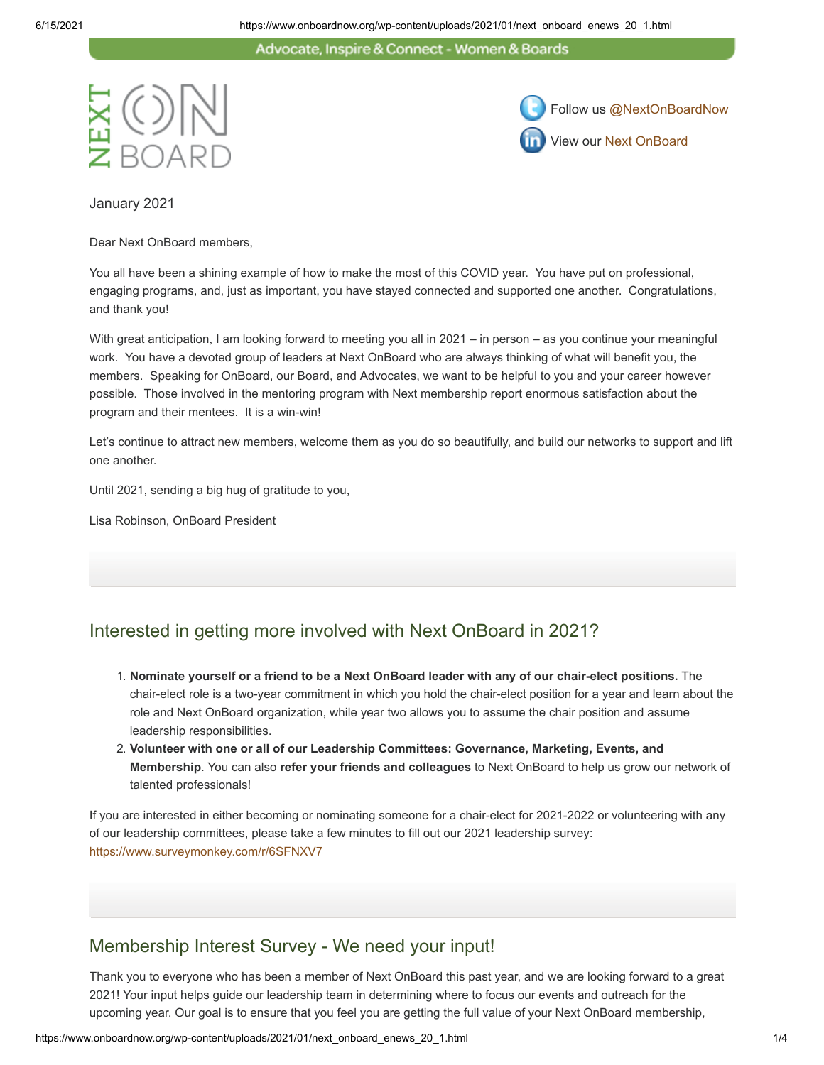Advocate, Inspire & Connect - Women & Boards

NEXT ON BOARD

Follow us @NextOnBoardNow

View our Next OnBoard

January 2021

Dear Next OnBoard members,

You all have been a shining example of how to make the most of this COVID year.  You have put on professional, engaging programs, and, just as important, you have stayed connected and supported one another.  Congratulations, and thank you!

With great anticipation, I am looking forward to meeting you all in 2021 – in person – as you continue your meaningful work.  You have a devoted group of leaders at Next OnBoard who are always thinking of what will benefit you, the members.  Speaking for OnBoard, our Board, and Advocates, we want to be helpful to you and your career however possible.  Those involved in the mentoring program with Next membership report enormous satisfaction about the program and their mentees.  It is a win-win!

Let's continue to attract new members, welcome them as you do so beautifully, and build our networks to support and lift one another.

Until 2021, sending a big hug of gratitude to you,

Lisa Robinson, OnBoard President

## Interested in getting more involved with Next OnBoard in 2021?

1. **Nominate yourself or a friend to be a Next OnBoard leader with any of our chair-elect positions.** The chair-elect role is a two-year commitment in which you hold the chair-elect position for a year and learn about the role and Next OnBoard organization, while year two allows you to assume the chair position and assume leadership responsibilities.
2. **Volunteer with one or all of our Leadership Committees: Governance, Marketing, Events, and Membership**. You can also **refer your friends and colleagues** to Next OnBoard to help us grow our network of talented professionals!

If you are interested in either becoming or nominating someone for a chair-elect for 2021-2022 or volunteering with any of our leadership committees, please take a few minutes to fill out our 2021 leadership survey: https://www.surveymonkey.com/r/6SFNXV7

## Membership Interest Survey - We need your input!

Thank you to everyone who has been a member of Next OnBoard this past year, and we are looking forward to a great 2021! Your input helps guide our leadership team in determining where to focus our events and outreach for the upcoming year. Our goal is to ensure that you feel you are getting the full value of your Next OnBoard membership,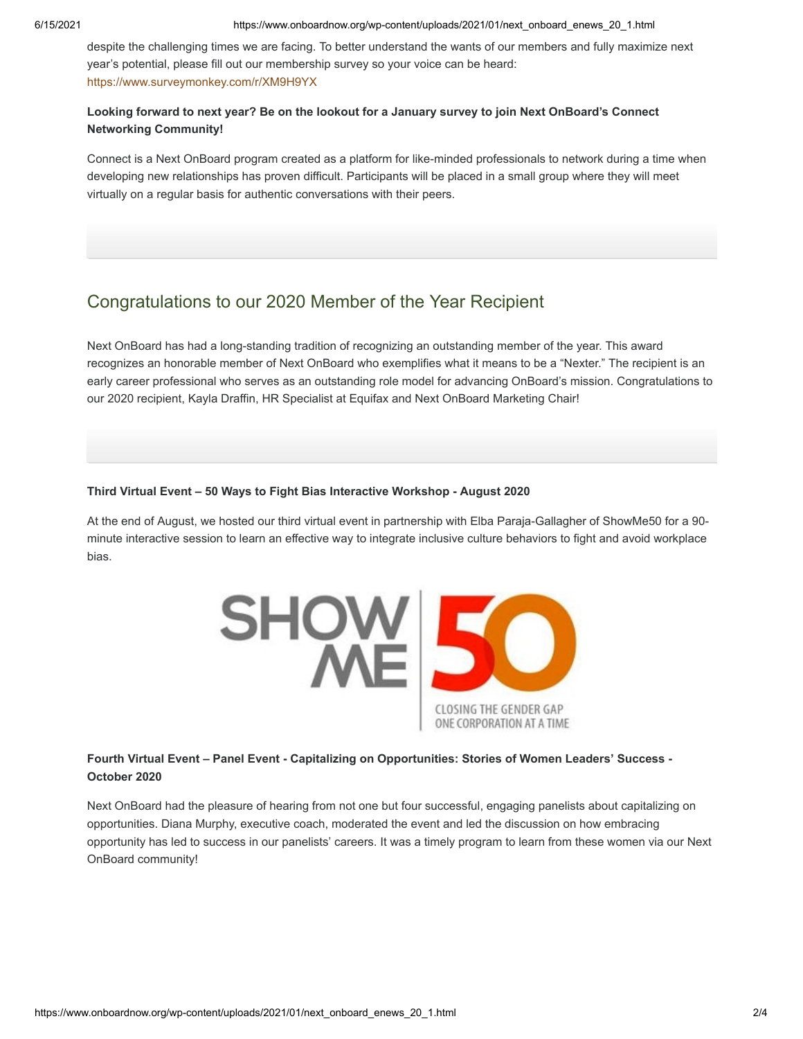despite the challenging times we are facing. To better understand the wants of our members and fully maximize next year's potential, please fill out our membership survey so your voice can be heard: https://www.surveymonkey.com/r/XM9H9YX

**Looking forward to next year? Be on the lookout for a January survey to join Next OnBoard's Connect Networking Community!**

Connect is a Next OnBoard program created as a platform for like-minded professionals to network during a time when developing new relationships has proven difficult. Participants will be placed in a small group where they will meet virtually on a regular basis for authentic conversations with their peers.

## Congratulations to our 2020 Member of the Year Recipient

Next OnBoard has had a long-standing tradition of recognizing an outstanding member of the year. This award recognizes an honorable member of Next OnBoard who exemplifies what it means to be a "Nexter." The recipient is an early career professional who serves as an outstanding role model for advancing OnBoard's mission. Congratulations to our 2020 recipient, Kayla Draffin, HR Specialist at Equifax and Next OnBoard Marketing Chair!

**Third Virtual Event – 50 Ways to Fight Bias Interactive Workshop - August 2020**

At the end of August, we hosted our third virtual event in partnership with Elba Paraja-Gallagher of ShowMe50 for a 90-minute interactive session to learn an effective way to integrate inclusive culture behaviors to fight and avoid workplace bias.

SHOW ME 50

CLOSING THE GENDER GAP ONE CORPORATION AT A TIME

**Fourth Virtual Event – Panel Event - Capitalizing on Opportunities: Stories of Women Leaders' Success - October 2020**

Next OnBoard had the pleasure of hearing from not one but four successful, engaging panelists about capitalizing on opportunities. Diana Murphy, executive coach, moderated the event and led the discussion on how embracing opportunity has led to success in our panelists' careers. It was a timely program to learn from these women via our Next OnBoard community!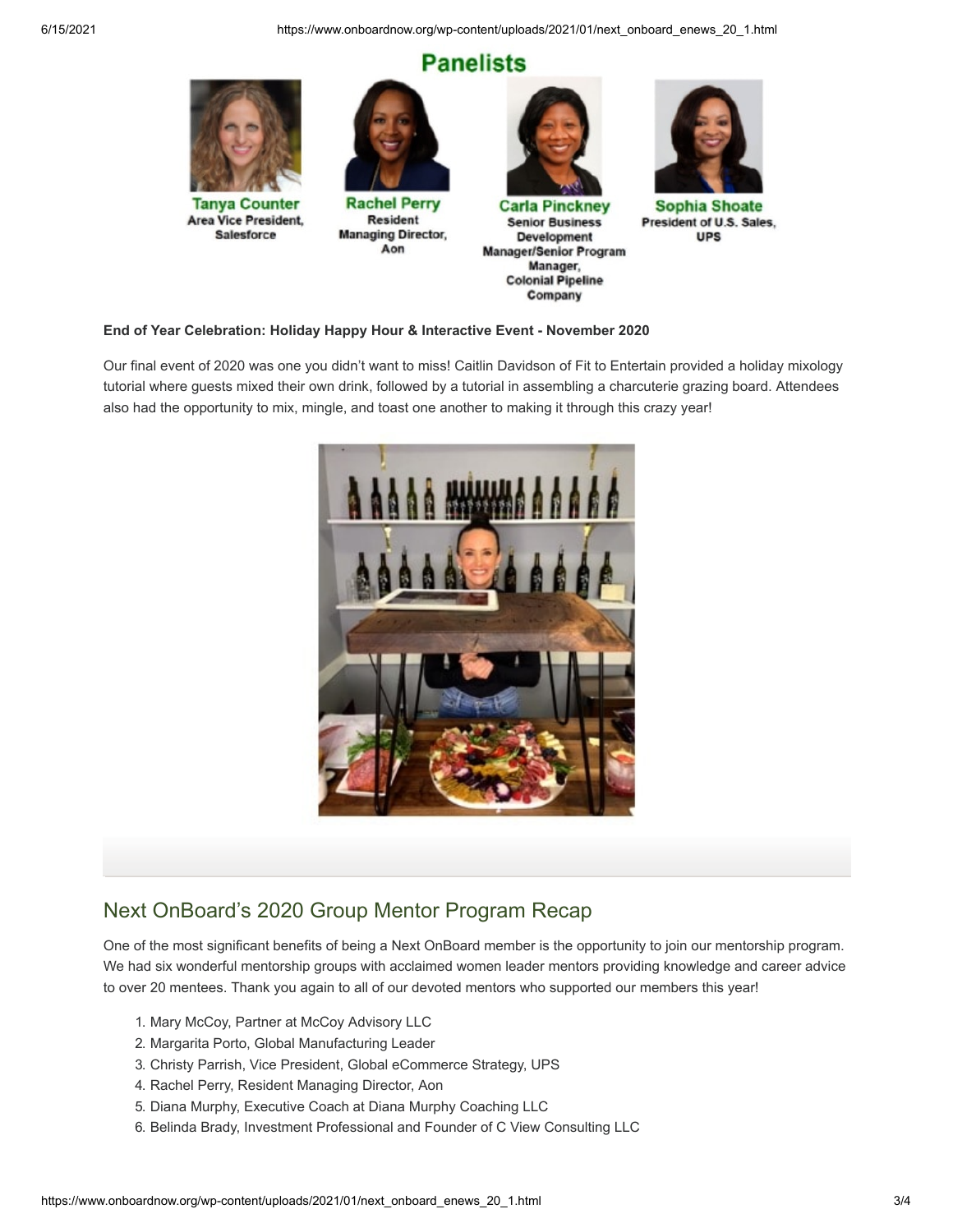## Panelists

**Tanya Counter**
Area Vice President,
Salesforce

**Rachel Perry**
Resident
Managing Director,
Aon

**Carla Pinckney**
Senior Business
Development
Manager/Senior Program
Manager,
Colonial Pipeline
Company

**Sophia Shoate**
President of U.S. Sales,
UPS

**End of Year Celebration: Holiday Happy Hour & Interactive Event - November 2020**

Our final event of 2020 was one you didn't want to miss! Caitlin Davidson of Fit to Entertain provided a holiday mixology tutorial where guests mixed their own drink, followed by a tutorial in assembling a charcuterie grazing board. Attendees also had the opportunity to mix, mingle, and toast one another to making it through this crazy year!

## Next OnBoard's 2020 Group Mentor Program Recap

One of the most significant benefits of being a Next OnBoard member is the opportunity to join our mentorship program. We had six wonderful mentorship groups with acclaimed women leader mentors providing knowledge and career advice to over 20 mentees. Thank you again to all of our devoted mentors who supported our members this year!

1. Mary McCoy, Partner at McCoy Advisory LLC
2. Margarita Porto, Global Manufacturing Leader
3. Christy Parrish, Vice President, Global eCommerce Strategy, UPS
4. Rachel Perry, Resident Managing Director, Aon
5. Diana Murphy, Executive Coach at Diana Murphy Coaching LLC
6. Belinda Brady, Investment Professional and Founder of C View Consulting LLC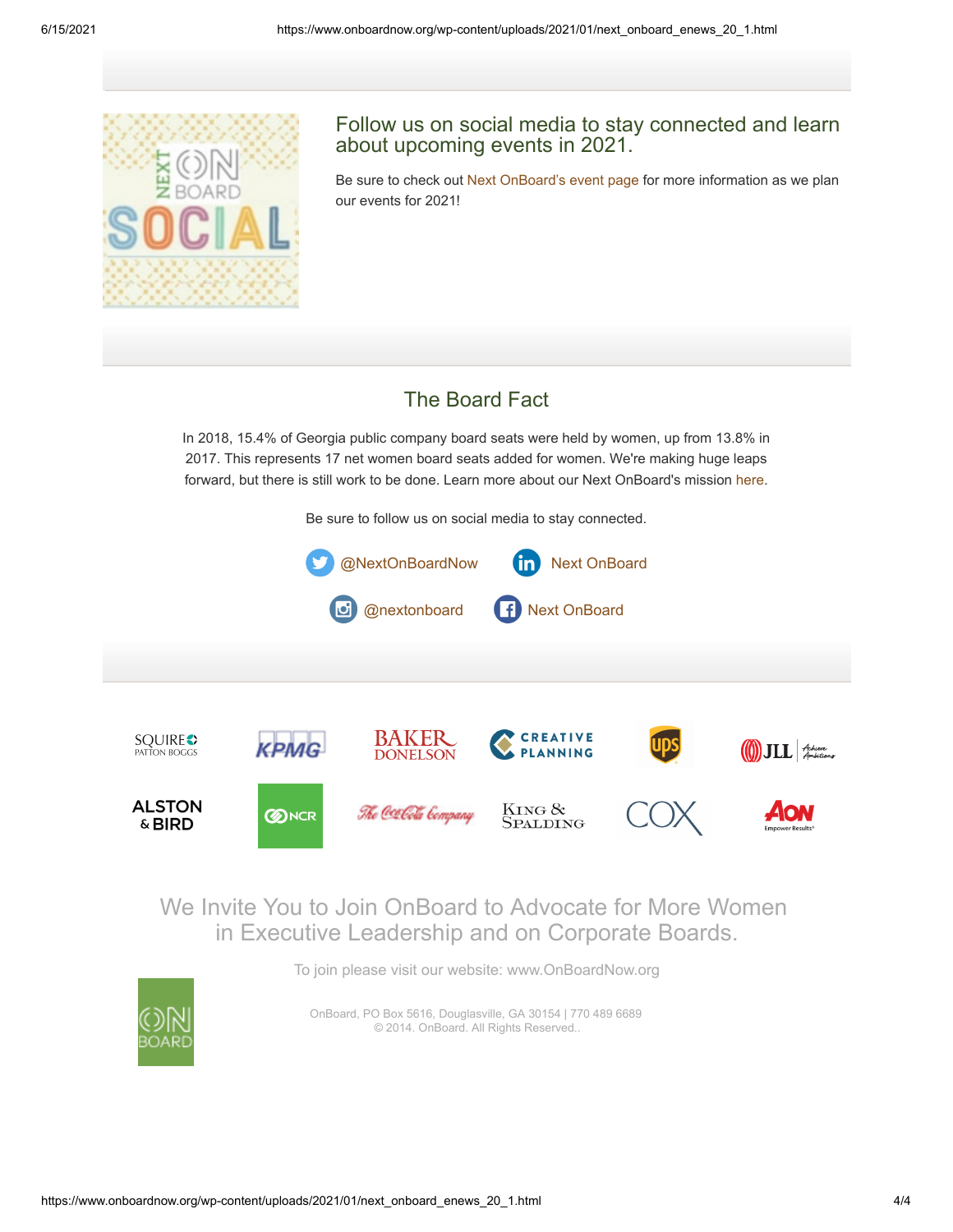## Follow us on social media to stay connected and learn about upcoming events in 2021.

Be sure to check out Next OnBoard's event page for more information as we plan our events for 2021!

## The Board Fact

In 2018, 15.4% of Georgia public company board seats were held by women, up from 13.8% in 2017. This represents 17 net women board seats added for women. We're making huge leaps forward, but there is still work to be done. Learn more about our Next OnBoard's mission here.

Be sure to follow us on social media to stay connected.

@NextOnBoardNow

Next OnBoard

@nextonboard

Next OnBoard

## We Invite You to Join OnBoard to Advocate for More Women in Executive Leadership and on Corporate Boards.

To join please visit our website: www.OnBoardNow.org

OnBoard, PO Box 5616, Douglasville, GA 30154 | 770 489 6689
© 2014. OnBoard. All Rights Reserved..